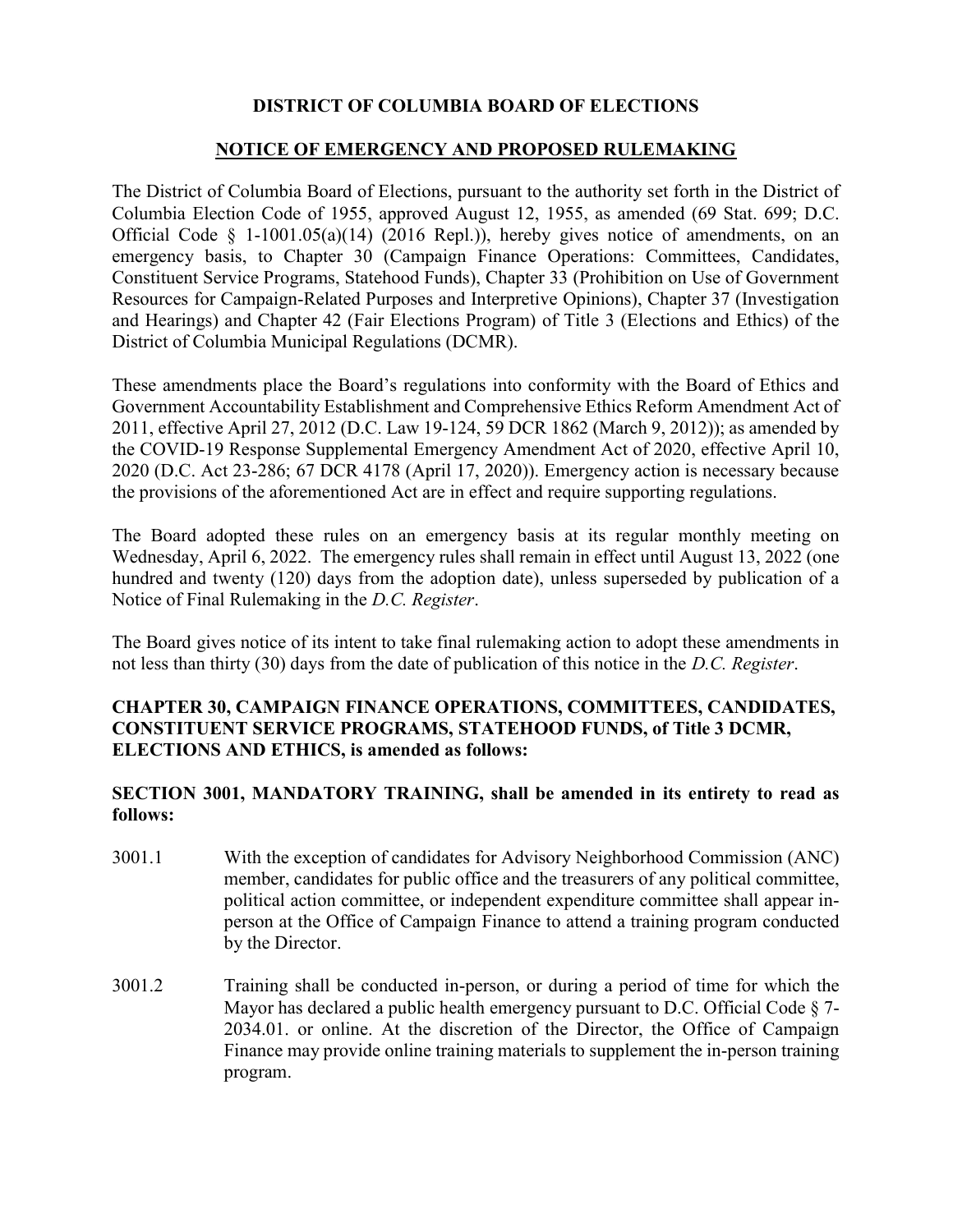**DISTRICT OF COLUMBIA BOARD OF ELECTIONS**

**NOTICE OF EMERGENCY AND PROPOSED RULEMAKING**

The District of Columbia Board of Elections, pursuant to the authority set forth in the District of Columbia Election Code of 1955, approved August 12, 1955, as amended (69 Stat. 699; D.C. Official Code § 1-1001.05(a)(14) (2016 Repl.)), hereby gives notice of amendments, on an emergency basis, to Chapter 30 (Campaign Finance Operations: Committees, Candidates, Constituent Service Programs, Statehood Funds), Chapter 33 (Prohibition on Use of Government Resources for Campaign-Related Purposes and Interpretive Opinions), Chapter 37 (Investigation and Hearings) and Chapter 42 (Fair Elections Program) of Title 3 (Elections and Ethics) of the District of Columbia Municipal Regulations (DCMR).

These amendments place the Board's regulations into conformity with the Board of Ethics and Government Accountability Establishment and Comprehensive Ethics Reform Amendment Act of 2011, effective April 27, 2012 (D.C. Law 19-124, 59 DCR 1862 (March 9, 2012)); as amended by the COVID-19 Response Supplemental Emergency Amendment Act of 2020, effective April 10, 2020 (D.C. Act 23-286; 67 DCR 4178 (April 17, 2020)). Emergency action is necessary because the provisions of the aforementioned Act are in effect and require supporting regulations.

The Board adopted these rules on an emergency basis at its regular monthly meeting on Wednesday, April 6, 2022. The emergency rules shall remain in effect until August 13, 2022 (one hundred and twenty (120) days from the adoption date), unless superseded by publication of a Notice of Final Rulemaking in the *D.C. Register*.

The Board gives notice of its intent to take final rulemaking action to adopt these amendments in not less than thirty (30) days from the date of publication of this notice in the *D.C. Register*.

**CHAPTER 30, CAMPAIGN FINANCE OPERATIONS, COMMITTEES, CANDIDATES, CONSTITUENT SERVICE PROGRAMS, STATEHOOD FUNDS, of Title 3 DCMR, ELECTIONS AND ETHICS, is amended as follows:**

**SECTION 3001, MANDATORY TRAINING, shall be amended in its entirety to read as follows:**

3001.1 With the exception of candidates for Advisory Neighborhood Commission (ANC) member, candidates for public office and the treasurers of any political committee, political action committee, or independent expenditure committee shall appear in-person at the Office of Campaign Finance to attend a training program conducted by the Director.

3001.2 Training shall be conducted in-person, or during a period of time for which the Mayor has declared a public health emergency pursuant to D.C. Official Code § 7-2034.01. or online. At the discretion of the Director, the Office of Campaign Finance may provide online training materials to supplement the in-person training program.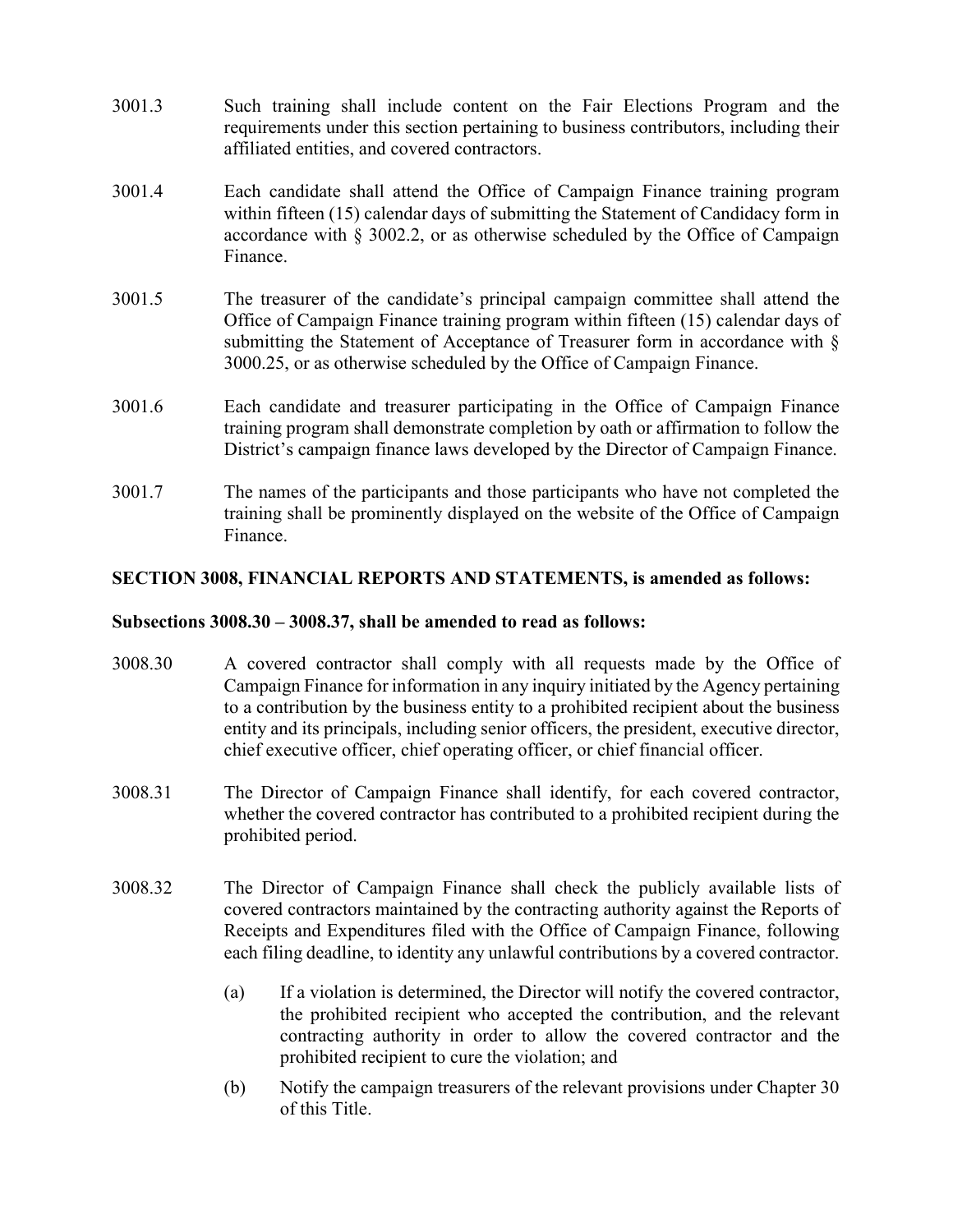3001.3 Such training shall include content on the Fair Elections Program and the requirements under this section pertaining to business contributors, including their affiliated entities, and covered contractors.

3001.4 Each candidate shall attend the Office of Campaign Finance training program within fifteen (15) calendar days of submitting the Statement of Candidacy form in accordance with § 3002.2, or as otherwise scheduled by the Office of Campaign Finance.

3001.5 The treasurer of the candidate's principal campaign committee shall attend the Office of Campaign Finance training program within fifteen (15) calendar days of submitting the Statement of Acceptance of Treasurer form in accordance with § 3000.25, or as otherwise scheduled by the Office of Campaign Finance.

3001.6 Each candidate and treasurer participating in the Office of Campaign Finance training program shall demonstrate completion by oath or affirmation to follow the District's campaign finance laws developed by the Director of Campaign Finance.

3001.7 The names of the participants and those participants who have not completed the training shall be prominently displayed on the website of the Office of Campaign Finance.

**SECTION 3008, FINANCIAL REPORTS AND STATEMENTS, is amended as follows:**

**Subsections 3008.30 – 3008.37, shall be amended to read as follows:**

3008.30 A covered contractor shall comply with all requests made by the Office of Campaign Finance for information in any inquiry initiated by the Agency pertaining to a contribution by the business entity to a prohibited recipient about the business entity and its principals, including senior officers, the president, executive director, chief executive officer, chief operating officer, or chief financial officer.

3008.31 The Director of Campaign Finance shall identify, for each covered contractor, whether the covered contractor has contributed to a prohibited recipient during the prohibited period.

3008.32 The Director of Campaign Finance shall check the publicly available lists of covered contractors maintained by the contracting authority against the Reports of Receipts and Expenditures filed with the Office of Campaign Finance, following each filing deadline, to identity any unlawful contributions by a covered contractor.

(a) If a violation is determined, the Director will notify the covered contractor, the prohibited recipient who accepted the contribution, and the relevant contracting authority in order to allow the covered contractor and the prohibited recipient to cure the violation; and

(b) Notify the campaign treasurers of the relevant provisions under Chapter 30 of this Title.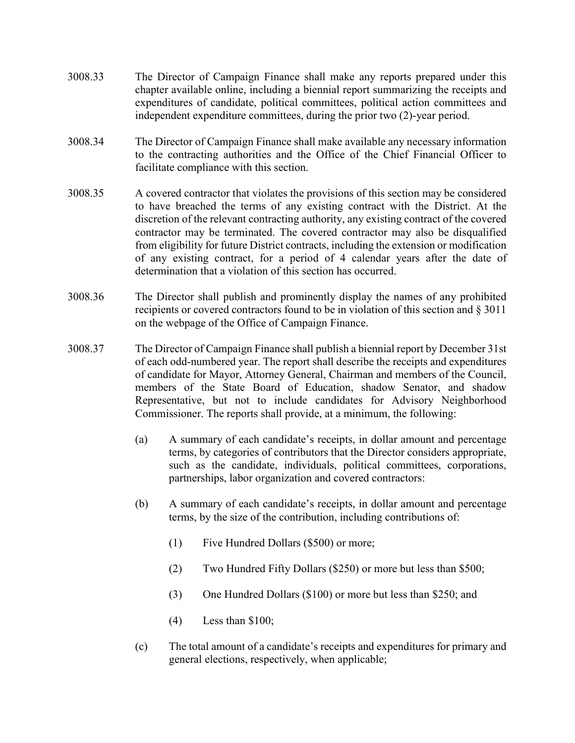3008.33 The Director of Campaign Finance shall make any reports prepared under this chapter available online, including a biennial report summarizing the receipts and expenditures of candidate, political committees, political action committees and independent expenditure committees, during the prior two (2)-year period.

3008.34 The Director of Campaign Finance shall make available any necessary information to the contracting authorities and the Office of the Chief Financial Officer to facilitate compliance with this section.

3008.35 A covered contractor that violates the provisions of this section may be considered to have breached the terms of any existing contract with the District. At the discretion of the relevant contracting authority, any existing contract of the covered contractor may be terminated. The covered contractor may also be disqualified from eligibility for future District contracts, including the extension or modification of any existing contract, for a period of 4 calendar years after the date of determination that a violation of this section has occurred.

3008.36 The Director shall publish and prominently display the names of any prohibited recipients or covered contractors found to be in violation of this section and § 3011 on the webpage of the Office of Campaign Finance.

3008.37 The Director of Campaign Finance shall publish a biennial report by December 31st of each odd-numbered year. The report shall describe the receipts and expenditures of candidate for Mayor, Attorney General, Chairman and members of the Council, members of the State Board of Education, shadow Senator, and shadow Representative, but not to include candidates for Advisory Neighborhood Commissioner. The reports shall provide, at a minimum, the following:

(a) A summary of each candidate's receipts, in dollar amount and percentage terms, by categories of contributors that the Director considers appropriate, such as the candidate, individuals, political committees, corporations, partnerships, labor organization and covered contractors:

(b) A summary of each candidate's receipts, in dollar amount and percentage terms, by the size of the contribution, including contributions of:

(1) Five Hundred Dollars ($500) or more;

(2) Two Hundred Fifty Dollars ($250) or more but less than $500;

(3) One Hundred Dollars ($100) or more but less than $250; and

(4) Less than $100;

(c) The total amount of a candidate's receipts and expenditures for primary and general elections, respectively, when applicable;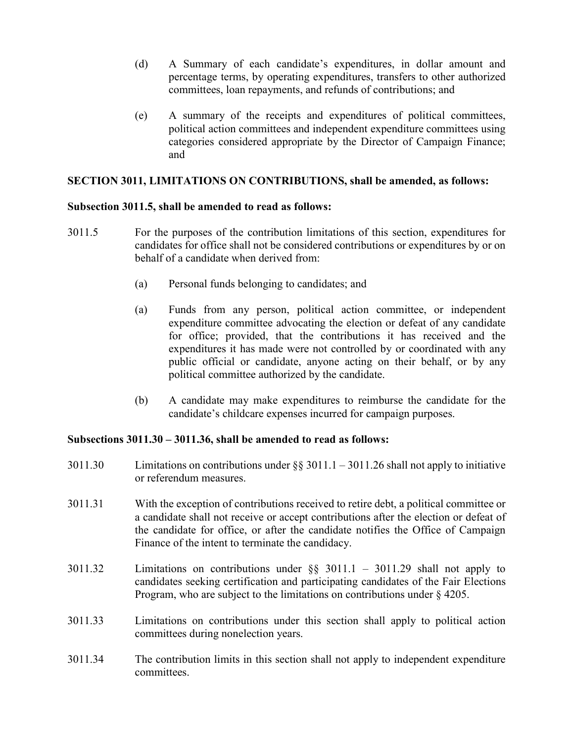(d) A Summary of each candidate's expenditures, in dollar amount and percentage terms, by operating expenditures, transfers to other authorized committees, loan repayments, and refunds of contributions; and

(e) A summary of the receipts and expenditures of political committees, political action committees and independent expenditure committees using categories considered appropriate by the Director of Campaign Finance; and

**SECTION 3011, LIMITATIONS ON CONTRIBUTIONS, shall be amended, as follows:**

**Subsection 3011.5, shall be amended to read as follows:**

3011.5 For the purposes of the contribution limitations of this section, expenditures for candidates for office shall not be considered contributions or expenditures by or on behalf of a candidate when derived from:

(a) Personal funds belonging to candidates; and

(a) Funds from any person, political action committee, or independent expenditure committee advocating the election or defeat of any candidate for office; provided, that the contributions it has received and the expenditures it has made were not controlled by or coordinated with any public official or candidate, anyone acting on their behalf, or by any political committee authorized by the candidate.

(b) A candidate may make expenditures to reimburse the candidate for the candidate's childcare expenses incurred for campaign purposes.

**Subsections 3011.30 – 3011.36, shall be amended to read as follows:**

3011.30 Limitations on contributions under §§ 3011.1 – 3011.26 shall not apply to initiative or referendum measures.

3011.31 With the exception of contributions received to retire debt, a political committee or a candidate shall not receive or accept contributions after the election or defeat of the candidate for office, or after the candidate notifies the Office of Campaign Finance of the intent to terminate the candidacy.

3011.32 Limitations on contributions under §§ 3011.1 – 3011.29 shall not apply to candidates seeking certification and participating candidates of the Fair Elections Program, who are subject to the limitations on contributions under § 4205.

3011.33 Limitations on contributions under this section shall apply to political action committees during nonelection years.

3011.34 The contribution limits in this section shall not apply to independent expenditure committees.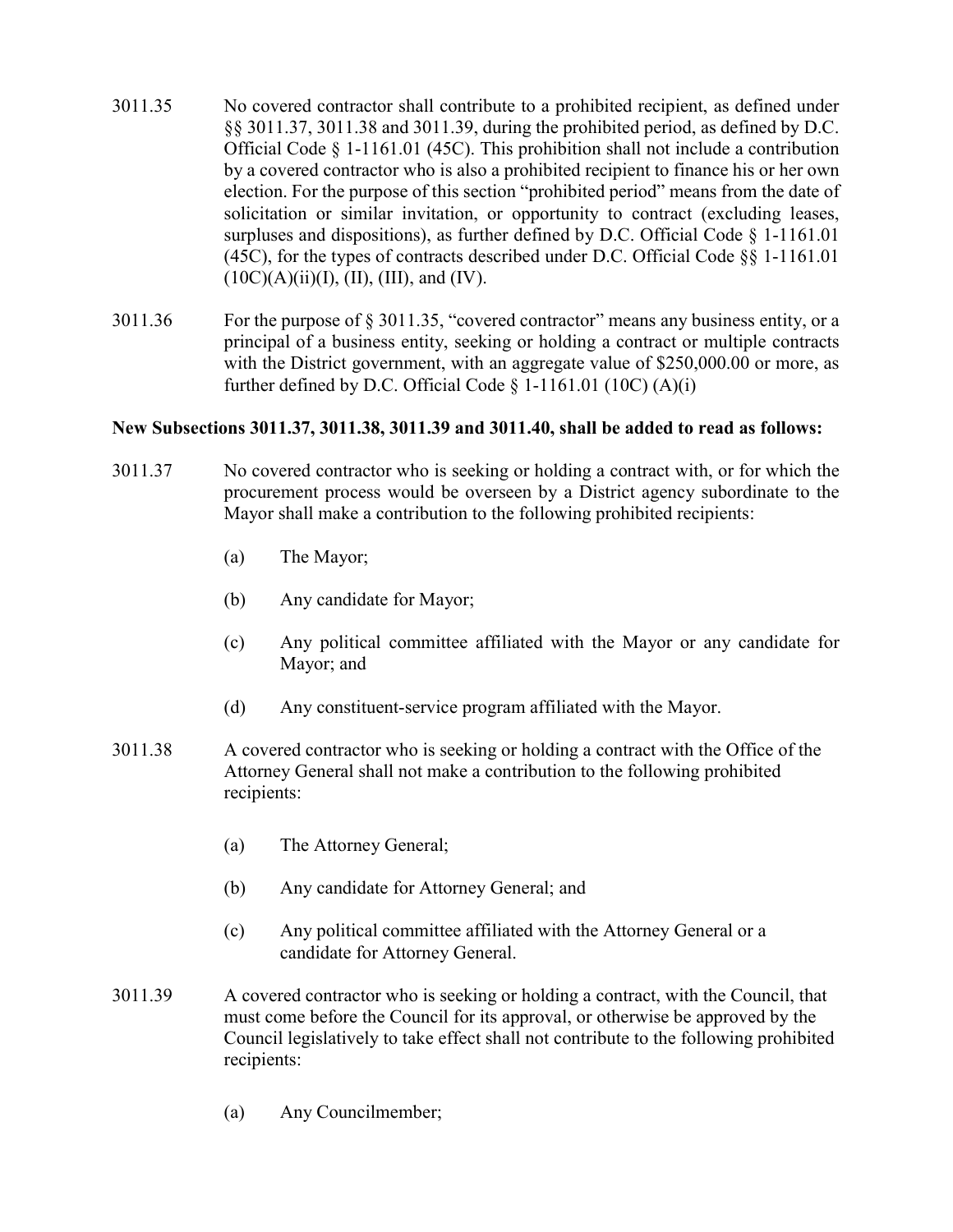3011.35 No covered contractor shall contribute to a prohibited recipient, as defined under §§ 3011.37, 3011.38 and 3011.39, during the prohibited period, as defined by D.C. Official Code § 1-1161.01 (45C). This prohibition shall not include a contribution by a covered contractor who is also a prohibited recipient to finance his or her own election. For the purpose of this section "prohibited period" means from the date of solicitation or similar invitation, or opportunity to contract (excluding leases, surpluses and dispositions), as further defined by D.C. Official Code § 1-1161.01 (45C), for the types of contracts described under D.C. Official Code §§ 1-1161.01 (10C)(A)(ii)(I), (II), (III), and (IV).

3011.36 For the purpose of § 3011.35, "covered contractor" means any business entity, or a principal of a business entity, seeking or holding a contract or multiple contracts with the District government, with an aggregate value of $250,000.00 or more, as further defined by D.C. Official Code § 1-1161.01 (10C) (A)(i)

**New Subsections 3011.37, 3011.38, 3011.39 and 3011.40, shall be added to read as follows:**

3011.37 No covered contractor who is seeking or holding a contract with, or for which the procurement process would be overseen by a District agency subordinate to the Mayor shall make a contribution to the following prohibited recipients:

(a) The Mayor;

(b) Any candidate for Mayor;

(c) Any political committee affiliated with the Mayor or any candidate for Mayor; and

(d) Any constituent-service program affiliated with the Mayor.

3011.38 A covered contractor who is seeking or holding a contract with the Office of the Attorney General shall not make a contribution to the following prohibited recipients:

(a) The Attorney General;

(b) Any candidate for Attorney General; and

(c) Any political committee affiliated with the Attorney General or a candidate for Attorney General.

3011.39 A covered contractor who is seeking or holding a contract, with the Council, that must come before the Council for its approval, or otherwise be approved by the Council legislatively to take effect shall not contribute to the following prohibited recipients:

(a) Any Councilmember;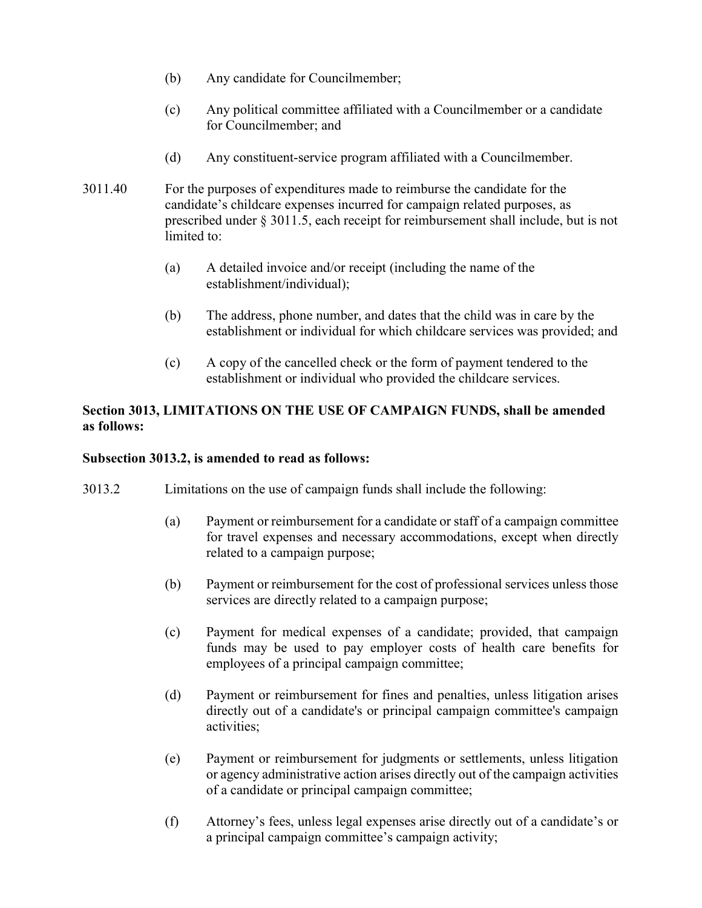(b) Any candidate for Councilmember;

(c) Any political committee affiliated with a Councilmember or a candidate for Councilmember; and

(d) Any constituent-service program affiliated with a Councilmember.

3011.40 For the purposes of expenditures made to reimburse the candidate for the candidate's childcare expenses incurred for campaign related purposes, as prescribed under § 3011.5, each receipt for reimbursement shall include, but is not limited to:

(a) A detailed invoice and/or receipt (including the name of the establishment/individual);

(b) The address, phone number, and dates that the child was in care by the establishment or individual for which childcare services was provided; and

(c) A copy of the cancelled check or the form of payment tendered to the establishment or individual who provided the childcare services.

**Section 3013, LIMITATIONS ON THE USE OF CAMPAIGN FUNDS, shall be amended as follows:**

**Subsection 3013.2, is amended to read as follows:**

3013.2 Limitations on the use of campaign funds shall include the following:

(a) Payment or reimbursement for a candidate or staff of a campaign committee for travel expenses and necessary accommodations, except when directly related to a campaign purpose;

(b) Payment or reimbursement for the cost of professional services unless those services are directly related to a campaign purpose;

(c) Payment for medical expenses of a candidate; provided, that campaign funds may be used to pay employer costs of health care benefits for employees of a principal campaign committee;

(d) Payment or reimbursement for fines and penalties, unless litigation arises directly out of a candidate's or principal campaign committee's campaign activities;

(e) Payment or reimbursement for judgments or settlements, unless litigation or agency administrative action arises directly out of the campaign activities of a candidate or principal campaign committee;

(f) Attorney's fees, unless legal expenses arise directly out of a candidate's or a principal campaign committee's campaign activity;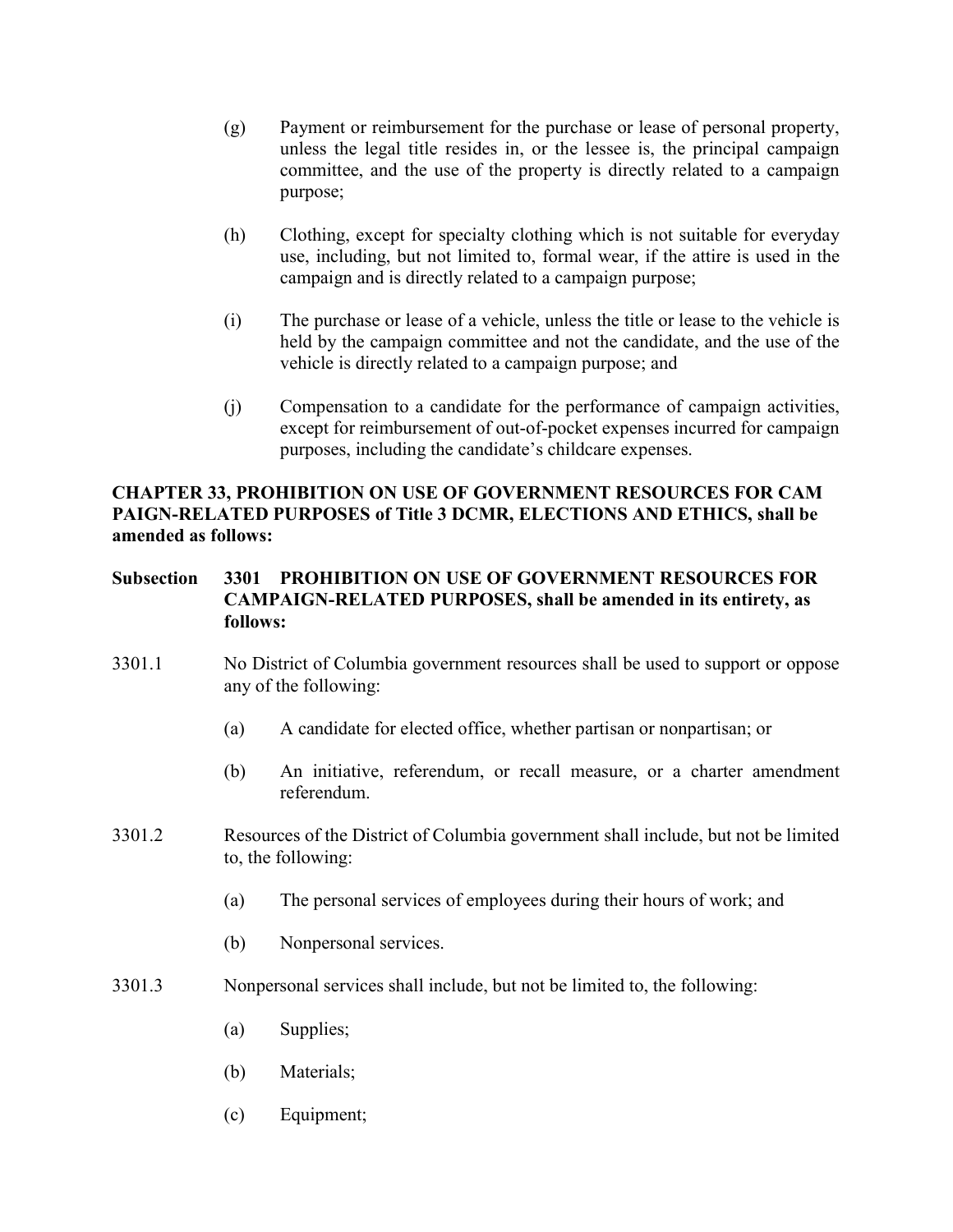(g) Payment or reimbursement for the purchase or lease of personal property, unless the legal title resides in, or the lessee is, the principal campaign committee, and the use of the property is directly related to a campaign purpose;

(h) Clothing, except for specialty clothing which is not suitable for everyday use, including, but not limited to, formal wear, if the attire is used in the campaign and is directly related to a campaign purpose;

(i) The purchase or lease of a vehicle, unless the title or lease to the vehicle is held by the campaign committee and not the candidate, and the use of the vehicle is directly related to a campaign purpose; and

(j) Compensation to a candidate for the performance of campaign activities, except for reimbursement of out-of-pocket expenses incurred for campaign purposes, including the candidate's childcare expenses.

**CHAPTER 33, PROHIBITION ON USE OF GOVERNMENT RESOURCES FOR CAM PAIGN-RELATED PURPOSES of Title 3 DCMR, ELECTIONS AND ETHICS, shall be amended as follows:**

**Subsection 3301 PROHIBITION ON USE OF GOVERNMENT RESOURCES FOR CAMPAIGN-RELATED PURPOSES, shall be amended in its entirety, as follows:**

3301.1 No District of Columbia government resources shall be used to support or oppose any of the following:

(a) A candidate for elected office, whether partisan or nonpartisan; or

(b) An initiative, referendum, or recall measure, or a charter amendment referendum.

3301.2 Resources of the District of Columbia government shall include, but not be limited to, the following:

(a) The personal services of employees during their hours of work; and

(b) Nonpersonal services.

3301.3 Nonpersonal services shall include, but not be limited to, the following:

(a) Supplies;

(b) Materials;

(c) Equipment;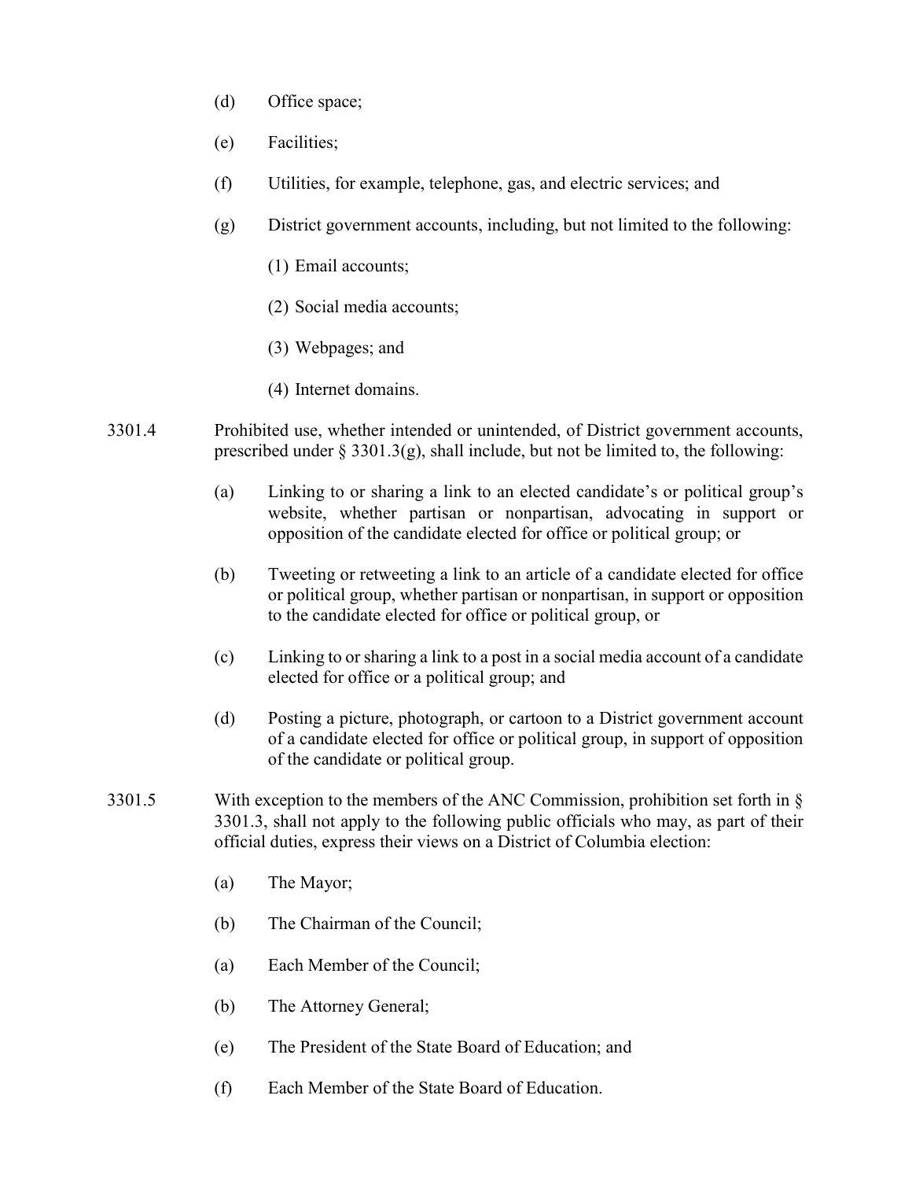(d) Office space;

(e) Facilities;

(f) Utilities, for example, telephone, gas, and electric services; and

(g) District government accounts, including, but not limited to the following:

  (1) Email accounts;

  (2) Social media accounts;

  (3) Webpages; and

  (4) Internet domains.

3301.4 Prohibited use, whether intended or unintended, of District government accounts, prescribed under § 3301.3(g), shall include, but not be limited to, the following:

(a) Linking to or sharing a link to an elected candidate's or political group's website, whether partisan or nonpartisan, advocating in support or opposition of the candidate elected for office or political group; or

(b) Tweeting or retweeting a link to an article of a candidate elected for office or political group, whether partisan or nonpartisan, in support or opposition to the candidate elected for office or political group, or

(c) Linking to or sharing a link to a post in a social media account of a candidate elected for office or a political group; and

(d) Posting a picture, photograph, or cartoon to a District government account of a candidate elected for office or political group, in support of opposition of the candidate or political group.

3301.5 With exception to the members of the ANC Commission, prohibition set forth in § 3301.3, shall not apply to the following public officials who may, as part of their official duties, express their views on a District of Columbia election:

(a) The Mayor;

(b) The Chairman of the Council;

(a) Each Member of the Council;

(b) The Attorney General;

(e) The President of the State Board of Education; and

(f) Each Member of the State Board of Education.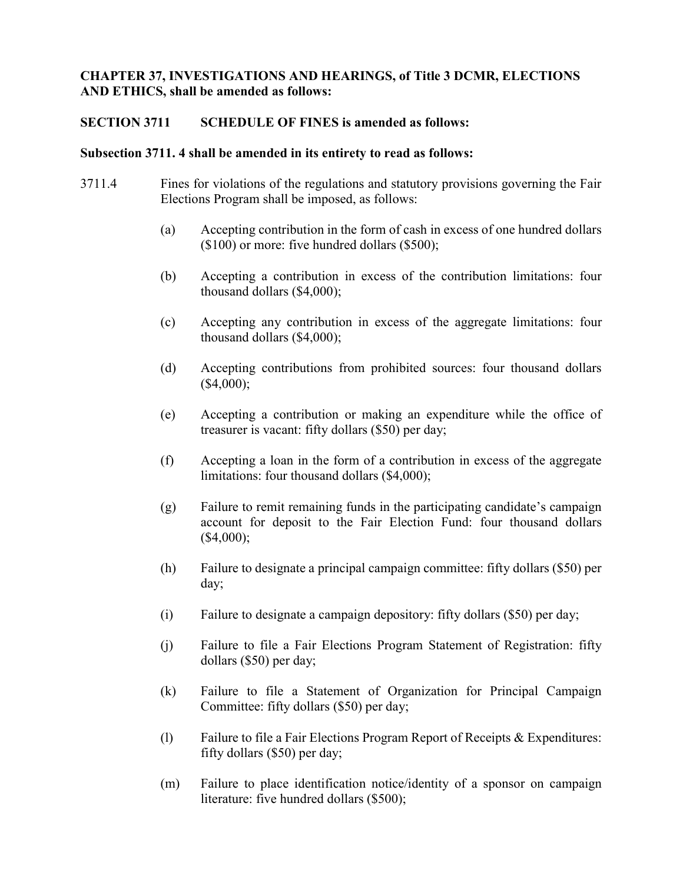**CHAPTER 37, INVESTIGATIONS AND HEARINGS, of Title 3 DCMR, ELECTIONS AND ETHICS, shall be amended as follows:**

**SECTION 3711 SCHEDULE OF FINES is amended as follows:**

**Subsection 3711. 4 shall be amended in its entirety to read as follows:**

3711.4 Fines for violations of the regulations and statutory provisions governing the Fair Elections Program shall be imposed, as follows:

(a) Accepting contribution in the form of cash in excess of one hundred dollars ($100) or more: five hundred dollars ($500);

(b) Accepting a contribution in excess of the contribution limitations: four thousand dollars ($4,000);

(c) Accepting any contribution in excess of the aggregate limitations: four thousand dollars ($4,000);

(d) Accepting contributions from prohibited sources: four thousand dollars ($4,000);

(e) Accepting a contribution or making an expenditure while the office of treasurer is vacant: fifty dollars ($50) per day;

(f) Accepting a loan in the form of a contribution in excess of the aggregate limitations: four thousand dollars ($4,000);

(g) Failure to remit remaining funds in the participating candidate's campaign account for deposit to the Fair Election Fund: four thousand dollars ($4,000);

(h) Failure to designate a principal campaign committee: fifty dollars ($50) per day;

(i) Failure to designate a campaign depository: fifty dollars ($50) per day;

(j) Failure to file a Fair Elections Program Statement of Registration: fifty dollars ($50) per day;

(k) Failure to file a Statement of Organization for Principal Campaign Committee: fifty dollars ($50) per day;

(l) Failure to file a Fair Elections Program Report of Receipts & Expenditures: fifty dollars ($50) per day;

(m) Failure to place identification notice/identity of a sponsor on campaign literature: five hundred dollars ($500);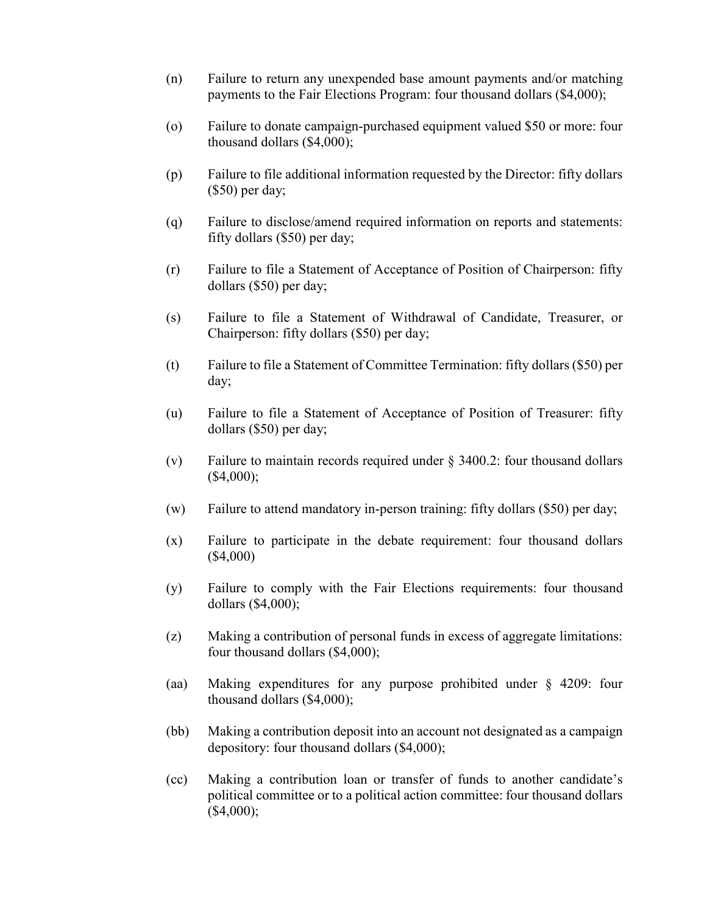(n) Failure to return any unexpended base amount payments and/or matching payments to the Fair Elections Program: four thousand dollars ($4,000);

(o) Failure to donate campaign-purchased equipment valued $50 or more: four thousand dollars ($4,000);

(p) Failure to file additional information requested by the Director: fifty dollars ($50) per day;

(q) Failure to disclose/amend required information on reports and statements: fifty dollars ($50) per day;

(r) Failure to file a Statement of Acceptance of Position of Chairperson: fifty dollars ($50) per day;

(s) Failure to file a Statement of Withdrawal of Candidate, Treasurer, or Chairperson: fifty dollars ($50) per day;

(t) Failure to file a Statement of Committee Termination: fifty dollars ($50) per day;

(u) Failure to file a Statement of Acceptance of Position of Treasurer: fifty dollars ($50) per day;

(v) Failure to maintain records required under § 3400.2: four thousand dollars ($4,000);

(w) Failure to attend mandatory in-person training: fifty dollars ($50) per day;

(x) Failure to participate in the debate requirement: four thousand dollars ($4,000)

(y) Failure to comply with the Fair Elections requirements: four thousand dollars ($4,000);

(z) Making a contribution of personal funds in excess of aggregate limitations: four thousand dollars ($4,000);

(aa) Making expenditures for any purpose prohibited under § 4209: four thousand dollars ($4,000);

(bb) Making a contribution deposit into an account not designated as a campaign depository: four thousand dollars ($4,000);

(cc) Making a contribution loan or transfer of funds to another candidate's political committee or to a political action committee: four thousand dollars ($4,000);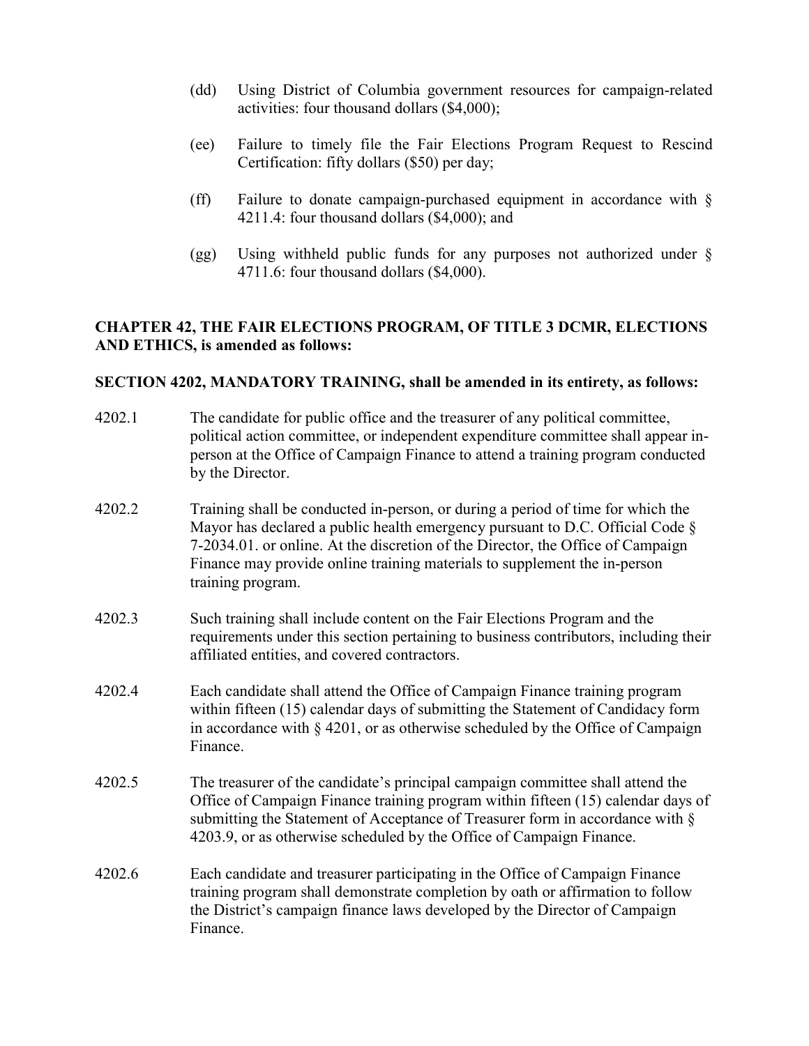(dd) Using District of Columbia government resources for campaign-related activities: four thousand dollars ($4,000);

(ee) Failure to timely file the Fair Elections Program Request to Rescind Certification: fifty dollars ($50) per day;

(ff) Failure to donate campaign-purchased equipment in accordance with § 4211.4: four thousand dollars ($4,000); and

(gg) Using withheld public funds for any purposes not authorized under § 4711.6: four thousand dollars ($4,000).

**CHAPTER 42, THE FAIR ELECTIONS PROGRAM, OF TITLE 3 DCMR, ELECTIONS AND ETHICS, is amended as follows:**

**SECTION 4202, MANDATORY TRAINING, shall be amended in its entirety, as follows:**

4202.1 The candidate for public office and the treasurer of any political committee, political action committee, or independent expenditure committee shall appear in-person at the Office of Campaign Finance to attend a training program conducted by the Director.

4202.2 Training shall be conducted in-person, or during a period of time for which the Mayor has declared a public health emergency pursuant to D.C. Official Code § 7-2034.01. or online. At the discretion of the Director, the Office of Campaign Finance may provide online training materials to supplement the in-person training program.

4202.3 Such training shall include content on the Fair Elections Program and the requirements under this section pertaining to business contributors, including their affiliated entities, and covered contractors.

4202.4 Each candidate shall attend the Office of Campaign Finance training program within fifteen (15) calendar days of submitting the Statement of Candidacy form in accordance with § 4201, or as otherwise scheduled by the Office of Campaign Finance.

4202.5 The treasurer of the candidate's principal campaign committee shall attend the Office of Campaign Finance training program within fifteen (15) calendar days of submitting the Statement of Acceptance of Treasurer form in accordance with § 4203.9, or as otherwise scheduled by the Office of Campaign Finance.

4202.6 Each candidate and treasurer participating in the Office of Campaign Finance training program shall demonstrate completion by oath or affirmation to follow the District's campaign finance laws developed by the Director of Campaign Finance.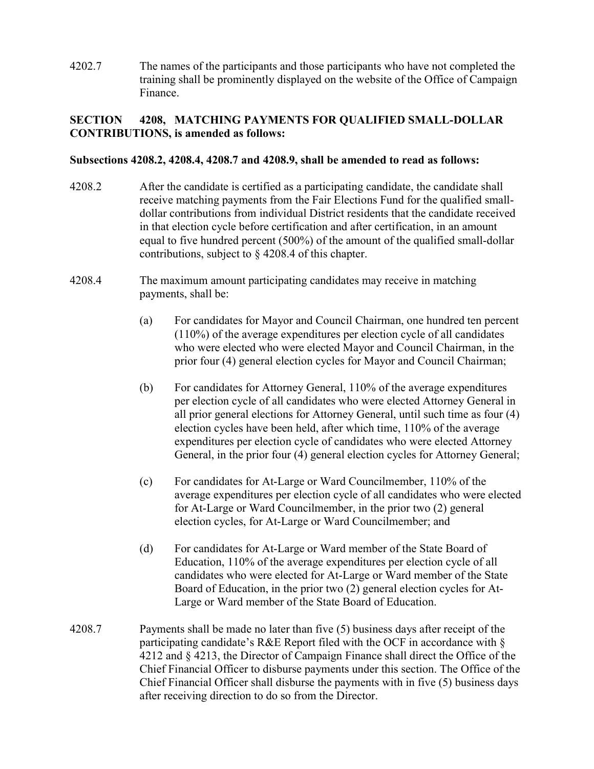4202.7 The names of the participants and those participants who have not completed the training shall be prominently displayed on the website of the Office of Campaign Finance.

**SECTION 4208, MATCHING PAYMENTS FOR QUALIFIED SMALL-DOLLAR CONTRIBUTIONS, is amended as follows:**

**Subsections 4208.2, 4208.4, 4208.7 and 4208.9, shall be amended to read as follows:**

4208.2 After the candidate is certified as a participating candidate, the candidate shall receive matching payments from the Fair Elections Fund for the qualified small-dollar contributions from individual District residents that the candidate received in that election cycle before certification and after certification, in an amount equal to five hundred percent (500%) of the amount of the qualified small-dollar contributions, subject to § 4208.4 of this chapter.

4208.4 The maximum amount participating candidates may receive in matching payments, shall be:

(a) For candidates for Mayor and Council Chairman, one hundred ten percent (110%) of the average expenditures per election cycle of all candidates who were elected who were elected Mayor and Council Chairman, in the prior four (4) general election cycles for Mayor and Council Chairman;

(b) For candidates for Attorney General, 110% of the average expenditures per election cycle of all candidates who were elected Attorney General in all prior general elections for Attorney General, until such time as four (4) election cycles have been held, after which time, 110% of the average expenditures per election cycle of candidates who were elected Attorney General, in the prior four (4) general election cycles for Attorney General;

(c) For candidates for At-Large or Ward Councilmember, 110% of the average expenditures per election cycle of all candidates who were elected for At-Large or Ward Councilmember, in the prior two (2) general election cycles, for At-Large or Ward Councilmember; and

(d) For candidates for At-Large or Ward member of the State Board of Education, 110% of the average expenditures per election cycle of all candidates who were elected for At-Large or Ward member of the State Board of Education, in the prior two (2) general election cycles for At-Large or Ward member of the State Board of Education.

4208.7 Payments shall be made no later than five (5) business days after receipt of the participating candidate's R&E Report filed with the OCF in accordance with § 4212 and § 4213, the Director of Campaign Finance shall direct the Office of the Chief Financial Officer to disburse payments under this section. The Office of the Chief Financial Officer shall disburse the payments with in five (5) business days after receiving direction to do so from the Director.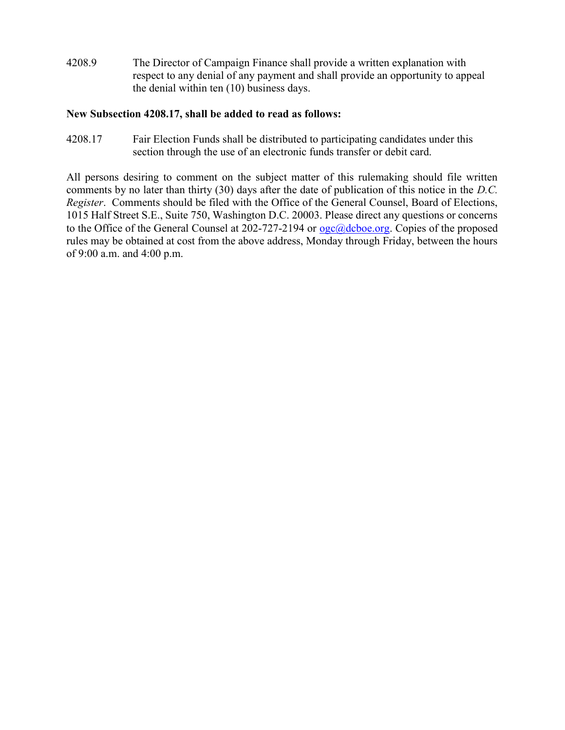4208.9 The Director of Campaign Finance shall provide a written explanation with respect to any denial of any payment and shall provide an opportunity to appeal the denial within ten (10) business days.

**New Subsection 4208.17, shall be added to read as follows:**

4208.17 Fair Election Funds shall be distributed to participating candidates under this section through the use of an electronic funds transfer or debit card.

All persons desiring to comment on the subject matter of this rulemaking should file written comments by no later than thirty (30) days after the date of publication of this notice in the *D.C. Register*. Comments should be filed with the Office of the General Counsel, Board of Elections, 1015 Half Street S.E., Suite 750, Washington D.C. 20003. Please direct any questions or concerns to the Office of the General Counsel at 202-727-2194 or ogc@dcboe.org. Copies of the proposed rules may be obtained at cost from the above address, Monday through Friday, between the hours of 9:00 a.m. and 4:00 p.m.